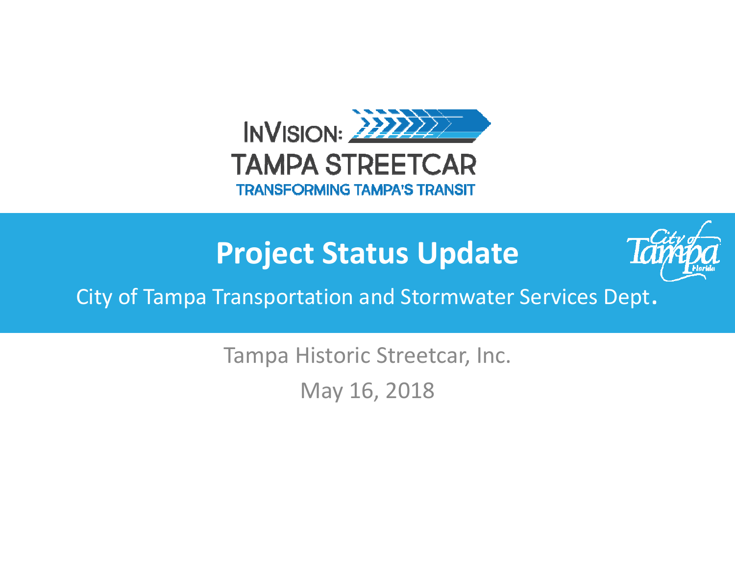InVision: TAMPA STREETCAR

TRANSFORMING TAMPA'S TRANSIT

# Project Status Update

City of Tampa Transportation and Stormwater Services Dept.

Tampa Historic Streetcar, Inc.

May 16, 2018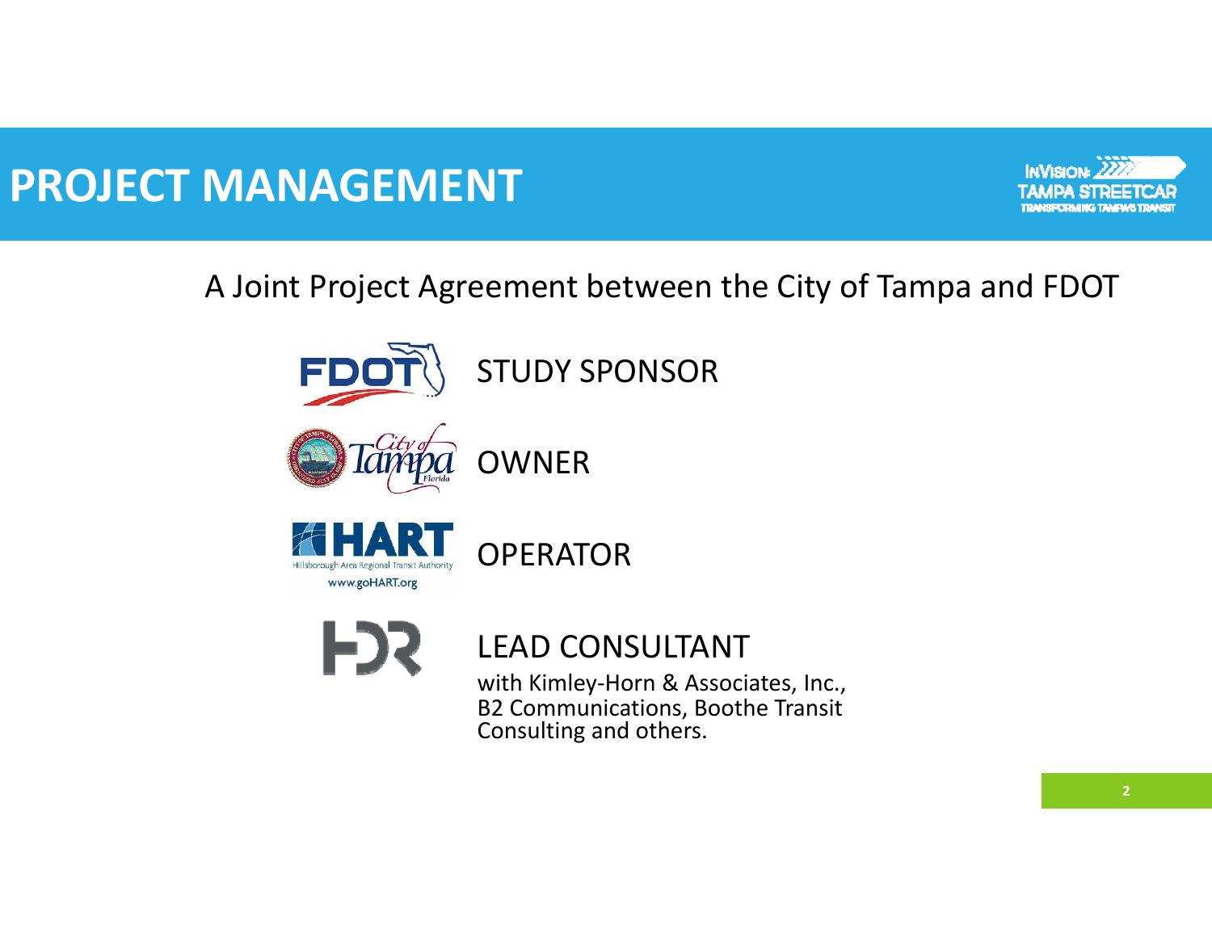# PROJECT MANAGEMENT

A Joint Project Agreement between the City of Tampa and FDOT

- FDOT — STUDY SPONSOR
- City of Tampa — OWNER
- HART — OPERATOR
- HDR — LEAD CONSULTANT with Kimley-Horn & Associates, Inc., B2 Communications, Boothe Transit Consulting and others.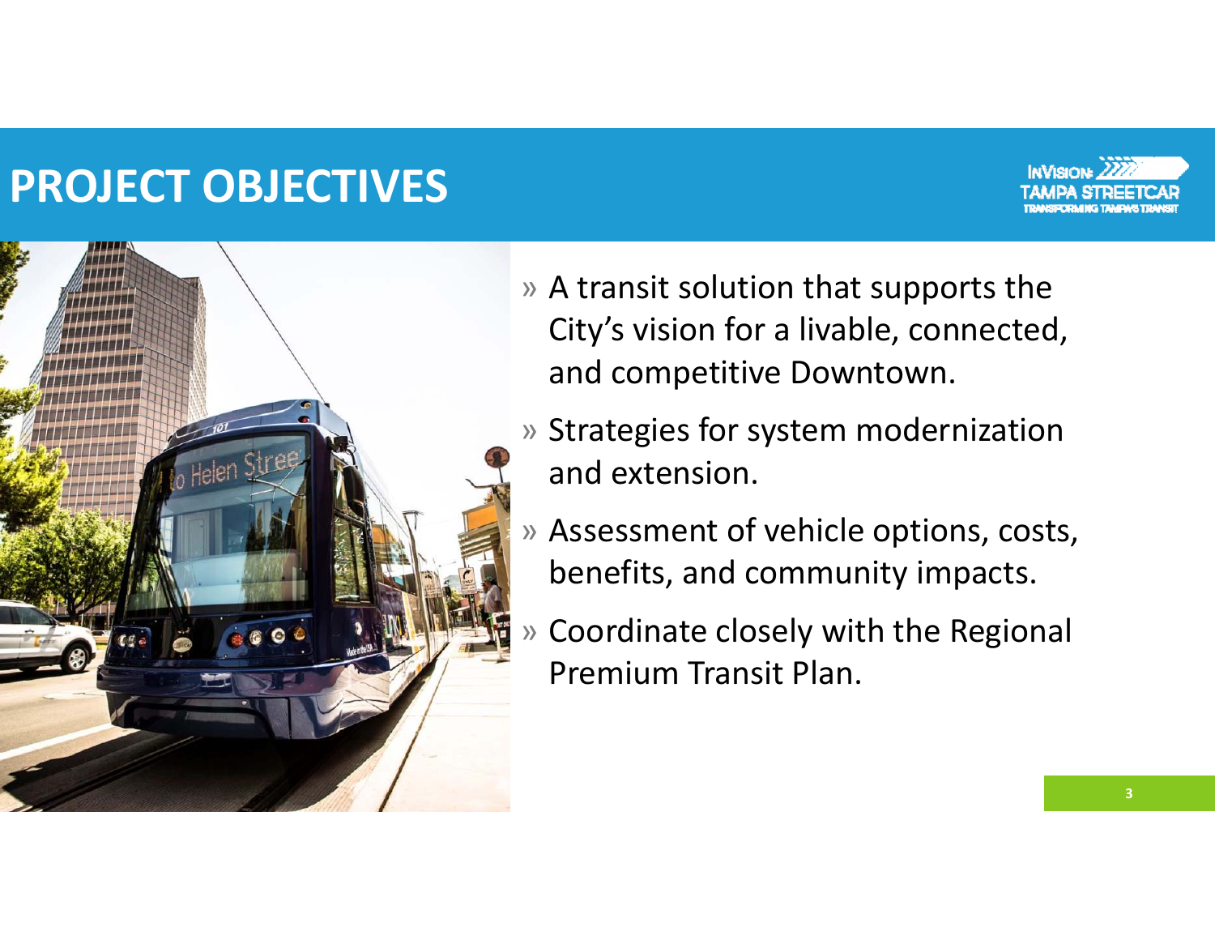# PROJECT OBJECTIVES

- A transit solution that supports the City's vision for a livable, connected, and competitive Downtown.
- Strategies for system modernization and extension.
- Assessment of vehicle options, costs, benefits, and community impacts.
- Coordinate closely with the Regional Premium Transit Plan.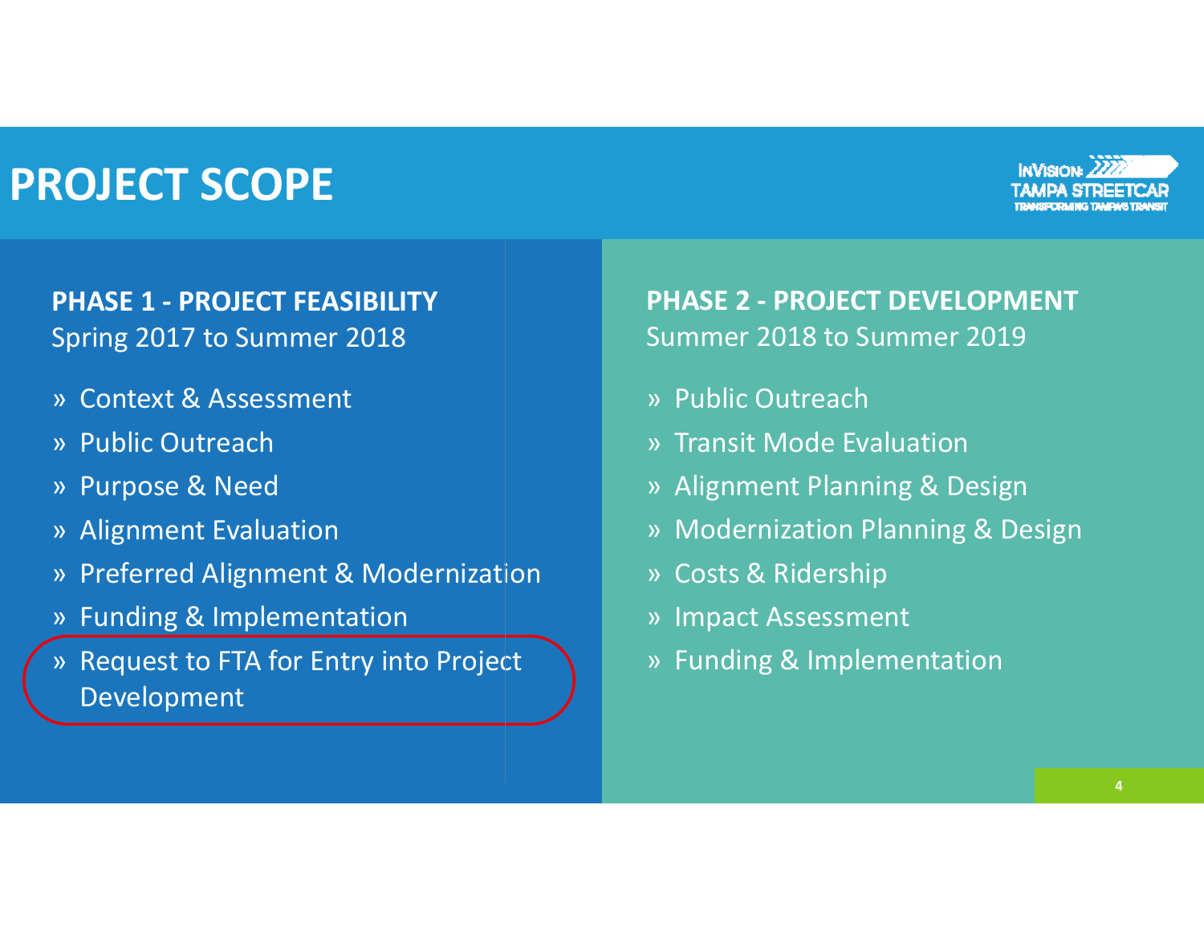# PROJECT SCOPE

## PHASE 1 - PROJECT FEASIBILITY

Spring 2017 to Summer 2018

- Context & Assessment
- Public Outreach
- Purpose & Need
- Alignment Evaluation
- Preferred Alignment & Modernization
- Funding & Implementation
- Request to FTA for Entry into Project Development

## PHASE 2 - PROJECT DEVELOPMENT

Summer 2018 to Summer 2019

- Public Outreach
- Transit Mode Evaluation
- Alignment Planning & Design
- Modernization Planning & Design
- Costs & Ridership
- Impact Assessment
- Funding & Implementation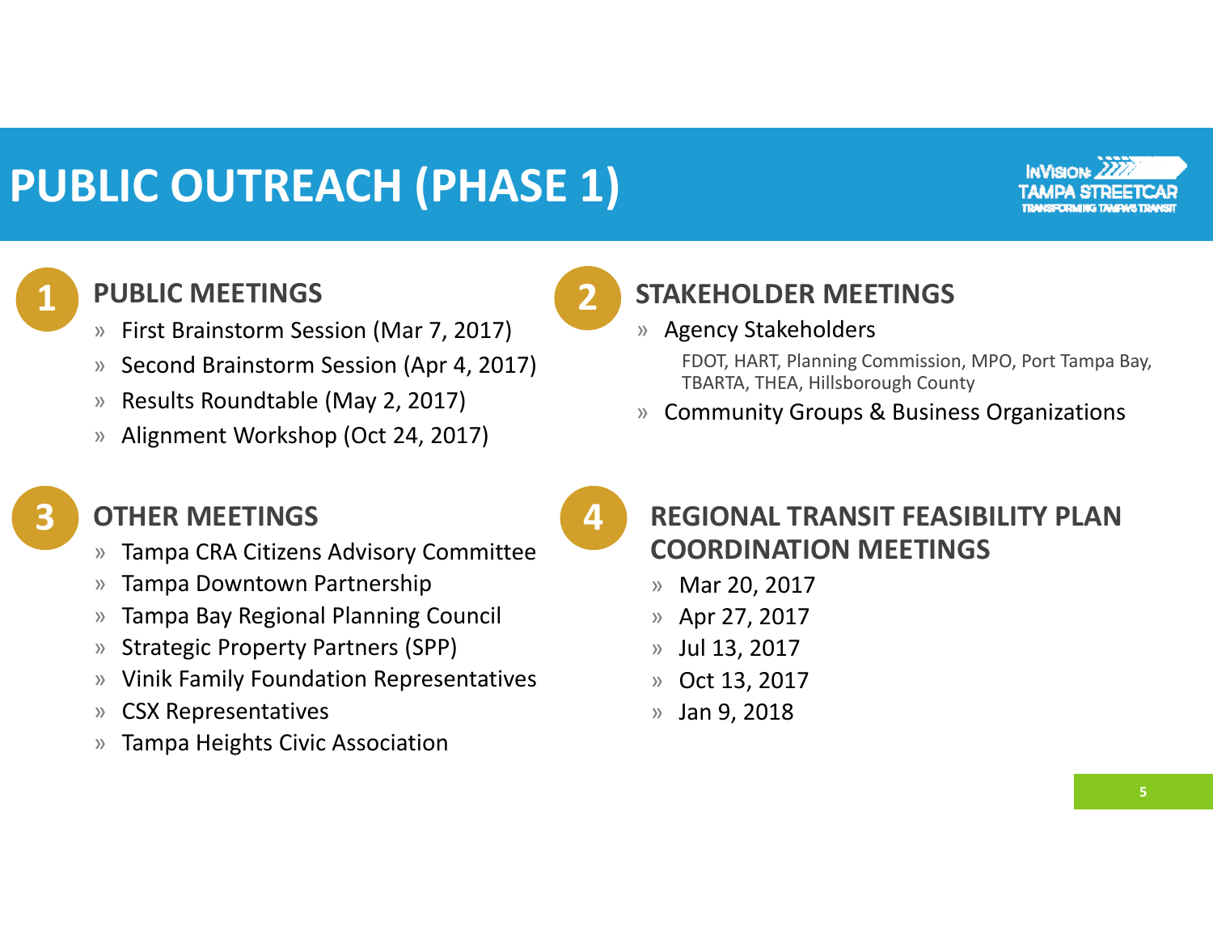# PUBLIC OUTREACH (PHASE 1)

## 1 PUBLIC MEETINGS

- First Brainstorm Session (Mar 7, 2017)
- Second Brainstorm Session (Apr 4, 2017)
- Results Roundtable (May 2, 2017)
- Alignment Workshop (Oct 24, 2017)

## 2 STAKEHOLDER MEETINGS

- Agency Stakeholders

  FDOT, HART, Planning Commission, MPO, Port Tampa Bay, TBARTA, THEA, Hillsborough County

- Community Groups & Business Organizations

## 3 OTHER MEETINGS

- Tampa CRA Citizens Advisory Committee
- Tampa Downtown Partnership
- Tampa Bay Regional Planning Council
- Strategic Property Partners (SPP)
- Vinik Family Foundation Representatives
- CSX Representatives
- Tampa Heights Civic Association

## 4 REGIONAL TRANSIT FEASIBILITY PLAN COORDINATION MEETINGS

- Mar 20, 2017
- Apr 27, 2017
- Jul 13, 2017
- Oct 13, 2017
- Jan 9, 2018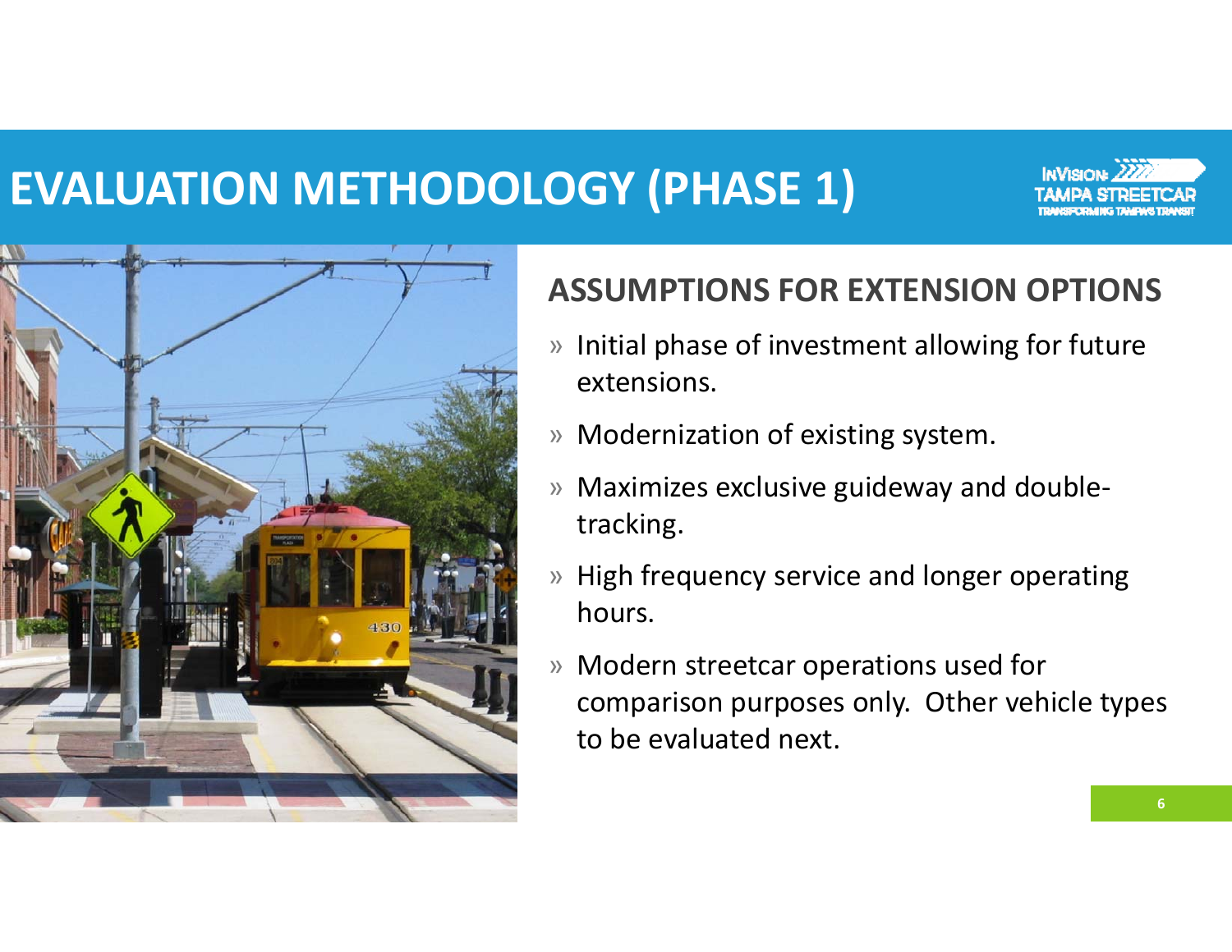# EVALUATION METHODOLOGY (PHASE 1)

## ASSUMPTIONS FOR EXTENSION OPTIONS

- Initial phase of investment allowing for future extensions.
- Modernization of existing system.
- Maximizes exclusive guideway and double-tracking.
- High frequency service and longer operating hours.
- Modern streetcar operations used for comparison purposes only. Other vehicle types to be evaluated next.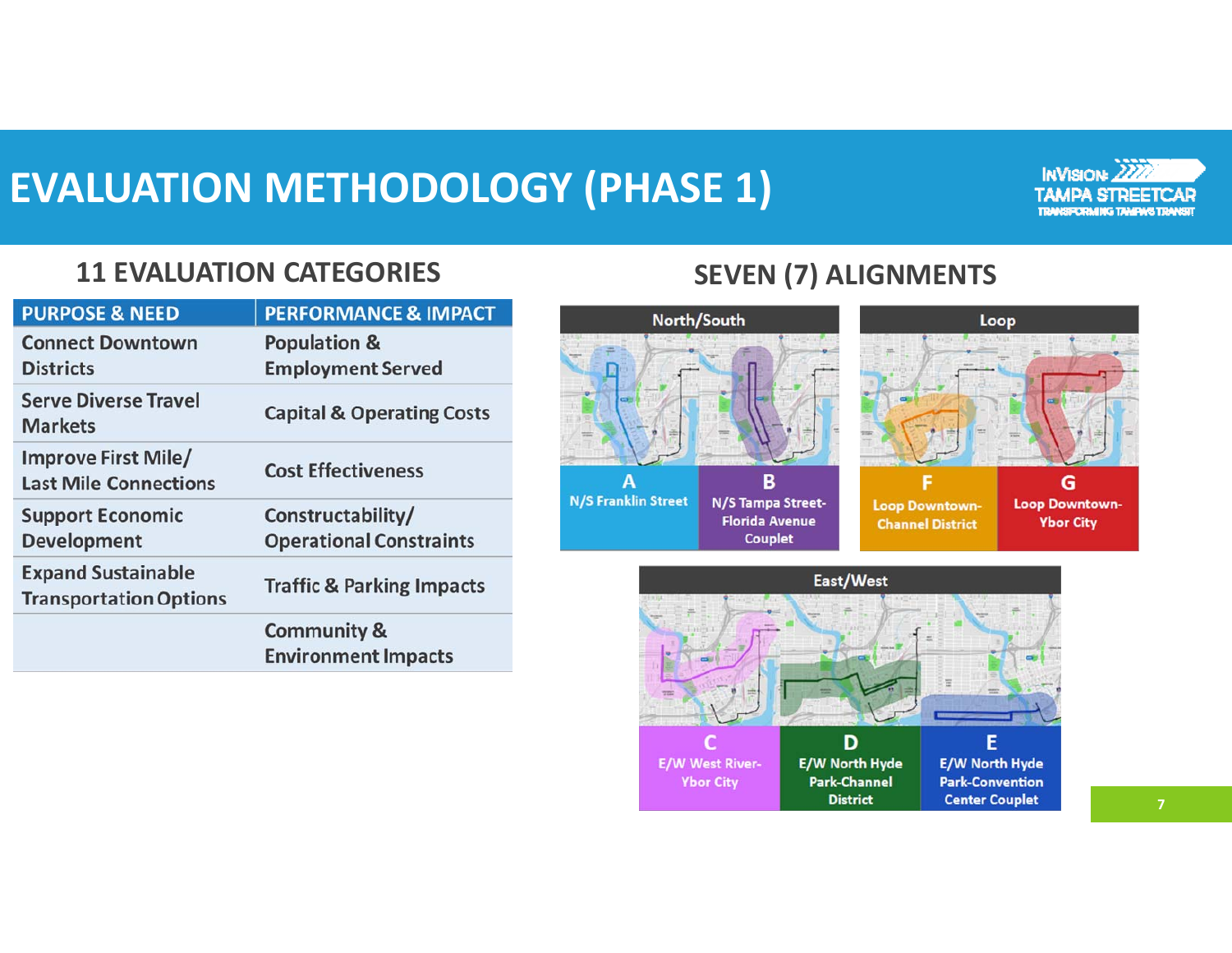# EVALUATION METHODOLOGY (PHASE 1)

## 11 EVALUATION CATEGORIES

| PURPOSE & NEED | PERFORMANCE & IMPACT |
| --- | --- |
| Connect Downtown Districts | Population & Employment Served |
| Serve Diverse Travel Markets | Capital & Operating Costs |
| Improve First Mile/ Last Mile Connections | Cost Effectiveness |
| Support Economic Development | Constructability/ Operational Constraints |
| Expand Sustainable Transportation Options | Traffic & Parking Impacts |
| | Community & Environment Impacts |

## SEVEN (7) ALIGNMENTS

### North/South

- **A** N/S Franklin Street
- **B** N/S Tampa Street-Florida Avenue Couplet

### Loop

- **F** Loop Downtown-Channel District
- **G** Loop Downtown-Ybor City

### East/West

- **C** E/W West River-Ybor City
- **D** E/W North Hyde Park-Channel District
- **E** E/W North Hyde Park-Convention Center Couplet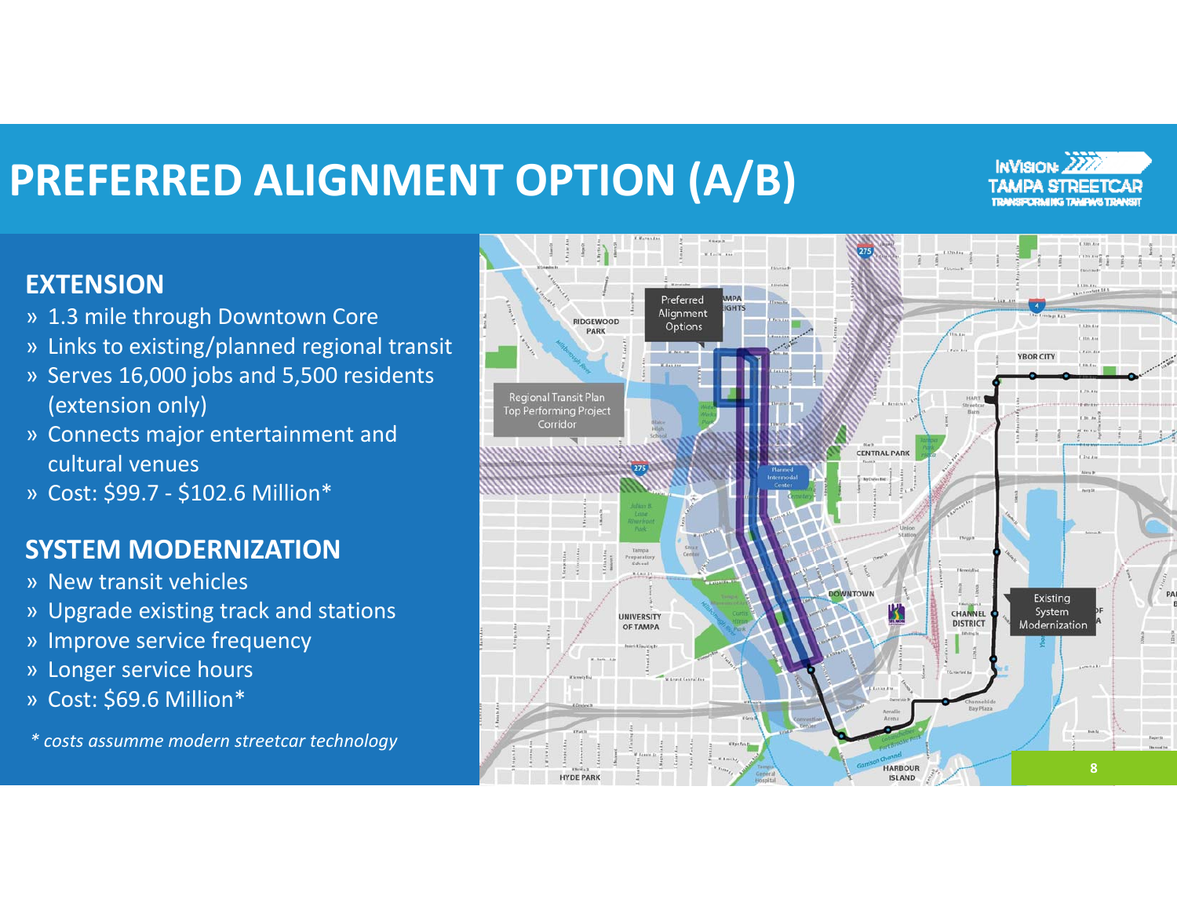# PREFERRED ALIGNMENT OPTION (A/B)

## EXTENSION

- 1.3 mile through Downtown Core
- Links to existing/planned regional transit
- Serves 16,000 jobs and 5,500 residents (extension only)
- Connects major entertainment and cultural venues
- Cost: $99.7 - $102.6 Million*

## SYSTEM MODERNIZATION

- New transit vehicles
- Upgrade existing track and stations
- Improve service frequency
- Longer service hours
- Cost: $69.6 Million*

*\* costs assumme modern streetcar technology*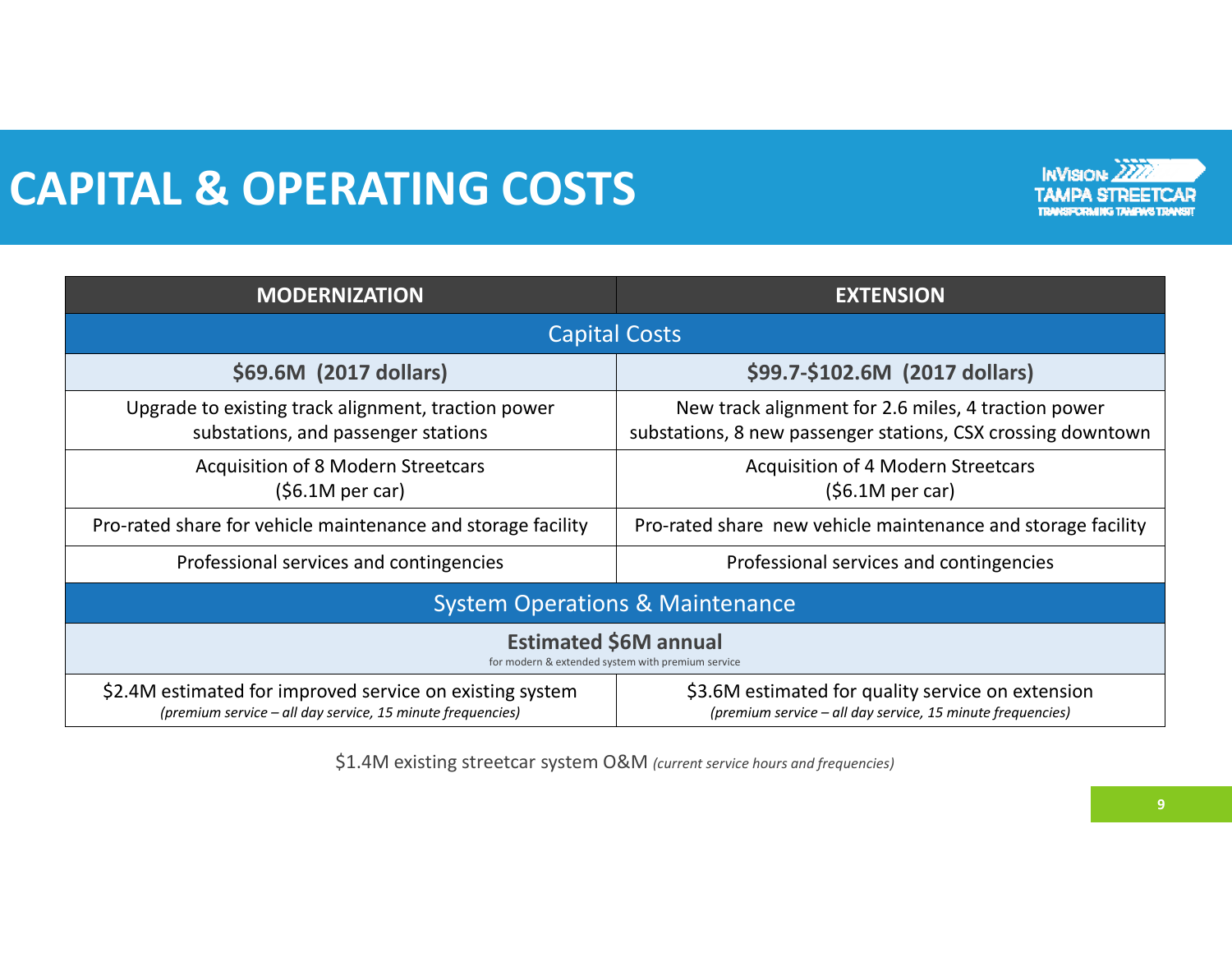# CAPITAL & OPERATING COSTS

| MODERNIZATION | EXTENSION |
|---|---|
| **Capital Costs** | |
| **$69.6M (2017 dollars)** | **$99.7-$102.6M (2017 dollars)** |
| Upgrade to existing track alignment, traction power substations, and passenger stations | New track alignment for 2.6 miles, 4 traction power substations, 8 new passenger stations, CSX crossing downtown |
| Acquisition of 8 Modern Streetcars ($6.1M per car) | Acquisition of 4 Modern Streetcars ($6.1M per car) |
| Pro-rated share for vehicle maintenance and storage facility | Pro-rated share new vehicle maintenance and storage facility |
| Professional services and contingencies | Professional services and contingencies |
| **System Operations & Maintenance** | |
| **Estimated $6M annual** for modern & extended system with premium service | |
| $2.4M estimated for improved service on existing system *(premium service – all day service, 15 minute frequencies)* | $3.6M estimated for quality service on extension *(premium service – all day service, 15 minute frequencies)* |

$1.4M existing streetcar system O&M *(current service hours and frequencies)*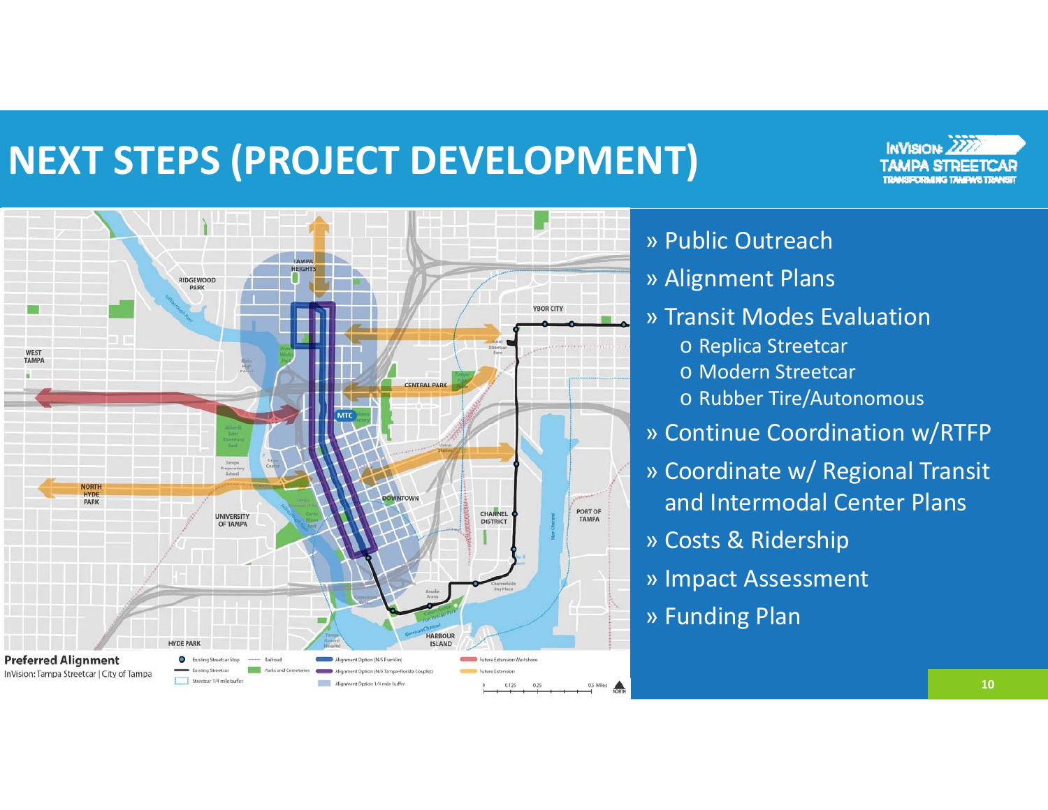# NEXT STEPS (PROJECT DEVELOPMENT)

**Preferred Alignment**

InVision: Tampa Streetcar | City of Tampa

- » Public Outreach
- » Alignment Plans
- » Transit Modes Evaluation
  - o Replica Streetcar
  - o Modern Streetcar
  - o Rubber Tire/Autonomous
- » Continue Coordination w/RTFP
- » Coordinate w/ Regional Transit and Intermodal Center Plans
- » Costs & Ridership
- » Impact Assessment
- » Funding Plan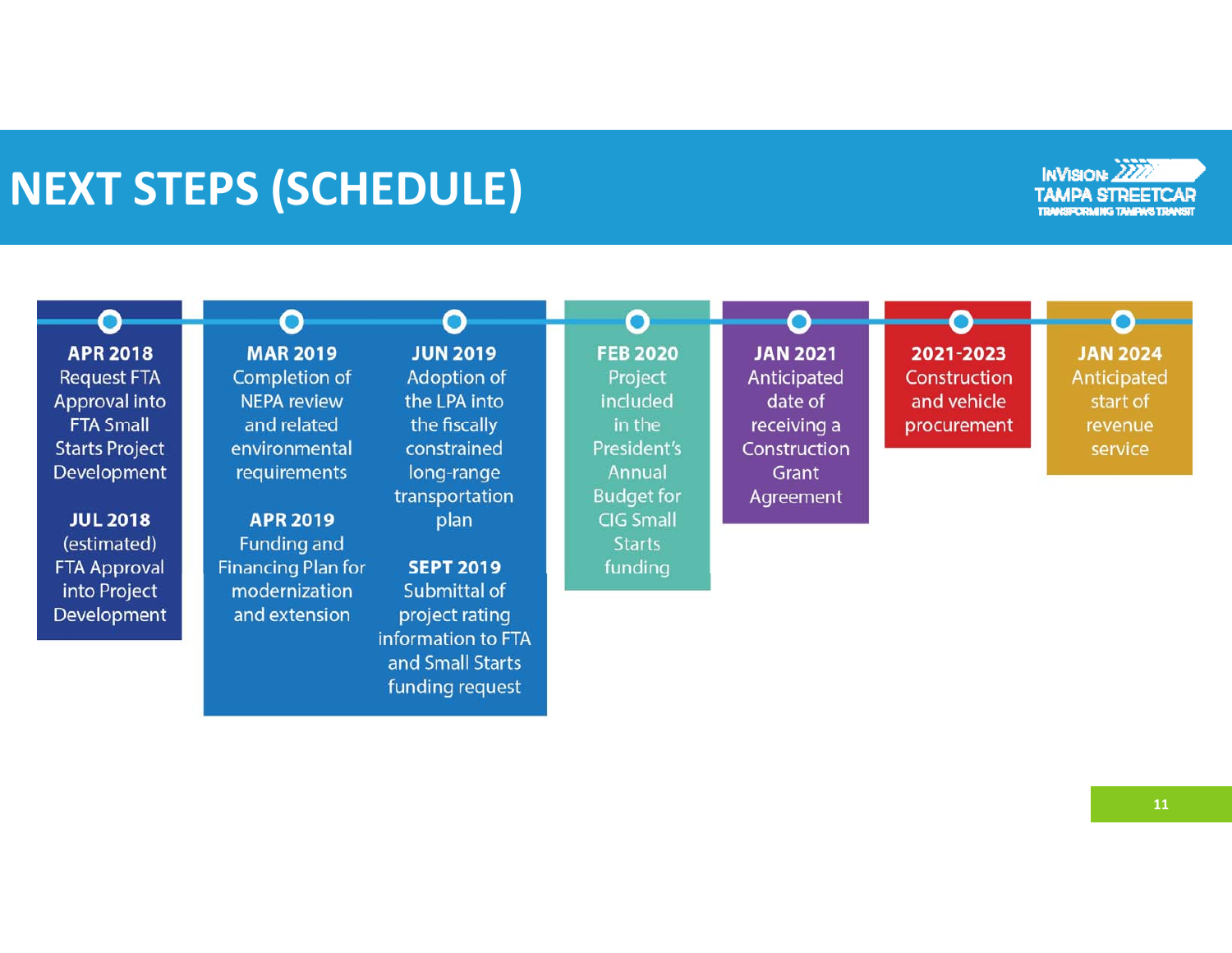# NEXT STEPS (SCHEDULE)

InVision: Tampa Streetcar — Transforming Tampa's Transit

- **APR 2018** Request FTA Approval into FTA Small Starts Project Development
- **JUL 2018** (estimated) FTA Approval into Project Development
- **MAR 2019** Completion of NEPA review and related environmental requirements
- **APR 2019** Funding and Financing Plan for modernization and extension
- **JUN 2019** Adoption of the LPA into the fiscally constrained long-range transportation plan
- **SEPT 2019** Submittal of project rating information to FTA and Small Starts funding request
- **FEB 2020** Project included in the President's Annual Budget for CIG Small Starts funding
- **JAN 2021** Anticipated date of receiving a Construction Grant Agreement
- **2021-2023** Construction and vehicle procurement
- **JAN 2024** Anticipated start of revenue service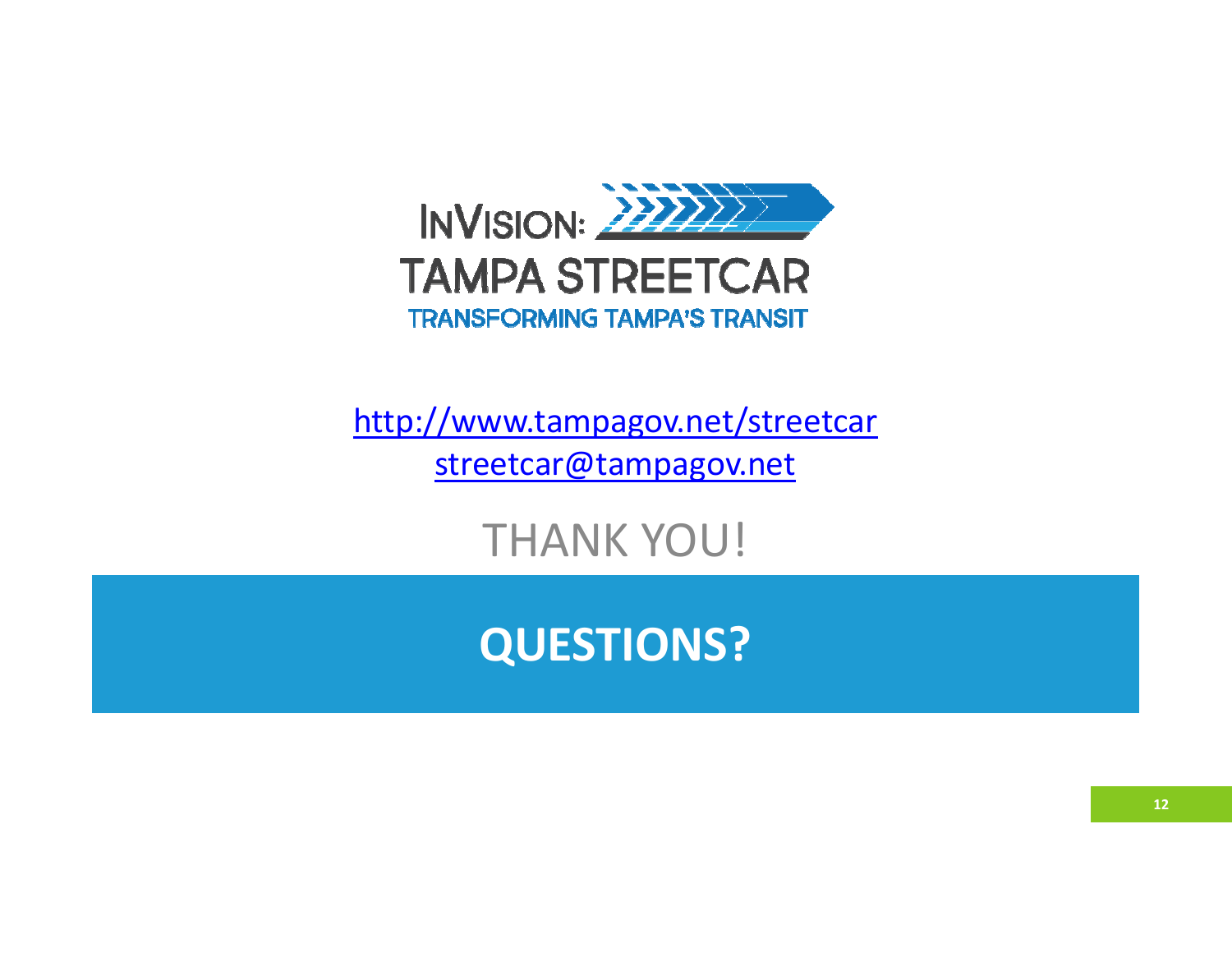INVISION:

TAMPA STREETCAR

TRANSFORMING TAMPA'S TRANSIT

http://www.tampagov.net/streetcar

streetcar@tampagov.net

THANK YOU!

**QUESTIONS?**